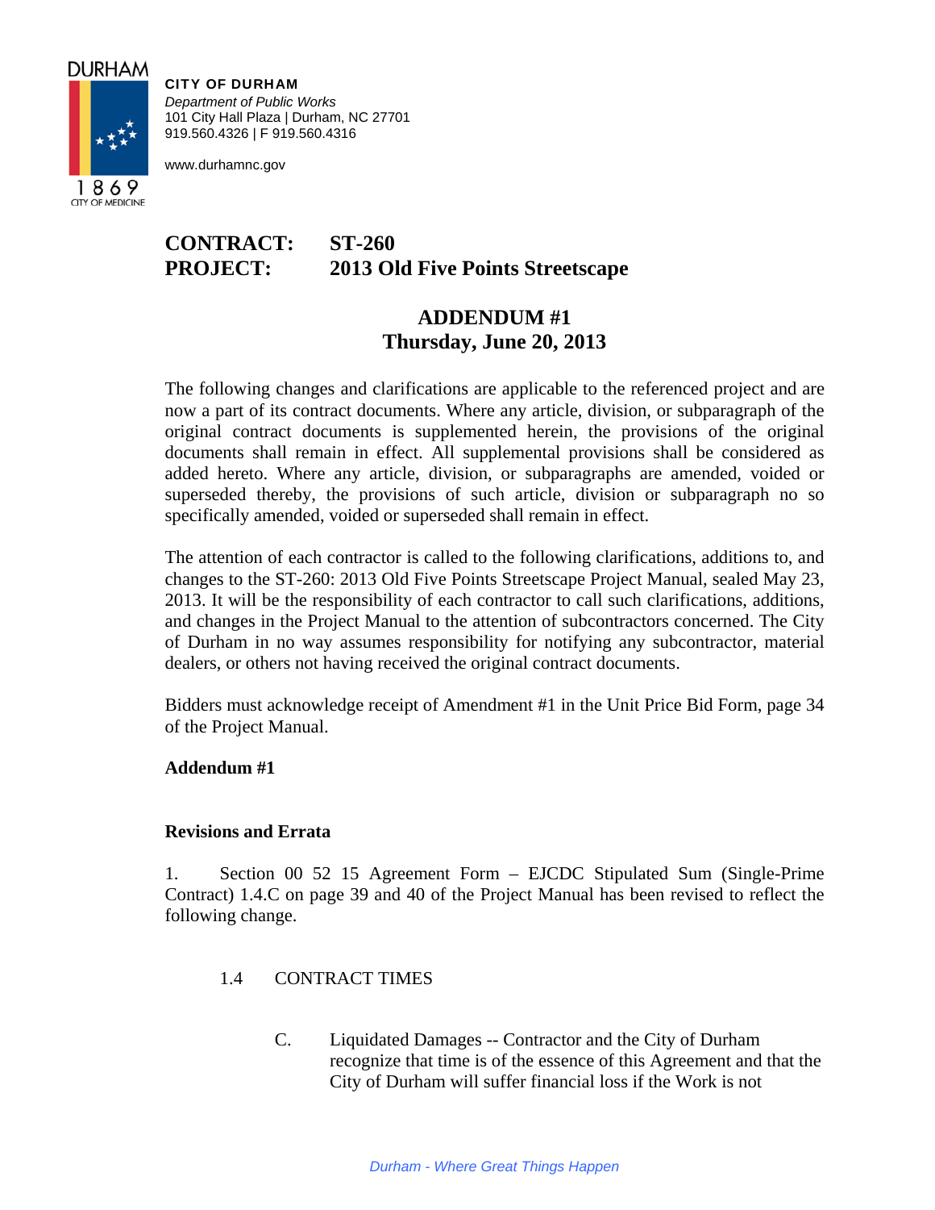DURHAM

1869

CITY OF MEDICINE

**CITY OF DURHAM**
*Department of Public Works*
101 City Hall Plaza | Durham, NC 27701
919.560.4326 | F 919.560.4316

www.durhamnc.gov

**CONTRACT: ST-260**
**PROJECT: 2013 Old Five Points Streetscape**

## ADDENDUM #1
## Thursday, June 20, 2013

The following changes and clarifications are applicable to the referenced project and are now a part of its contract documents. Where any article, division, or subparagraph of the original contract documents is supplemented herein, the provisions of the original documents shall remain in effect. All supplemental provisions shall be considered as added hereto. Where any article, division, or subparagraphs are amended, voided or superseded thereby, the provisions of such article, division or subparagraph no so specifically amended, voided or superseded shall remain in effect.

The attention of each contractor is called to the following clarifications, additions to, and changes to the ST-260: 2013 Old Five Points Streetscape Project Manual, sealed May 23, 2013. It will be the responsibility of each contractor to call such clarifications, additions, and changes in the Project Manual to the attention of subcontractors concerned. The City of Durham in no way assumes responsibility for notifying any subcontractor, material dealers, or others not having received the original contract documents.

Bidders must acknowledge receipt of Amendment #1 in the Unit Price Bid Form, page 34 of the Project Manual.

**Addendum #1**

**Revisions and Errata**

1. Section 00 52 15 Agreement Form – EJCDC Stipulated Sum (Single-Prime Contract) 1.4.C on page 39 and 40 of the Project Manual has been revised to reflect the following change.

1.4 CONTRACT TIMES

C. Liquidated Damages -- Contractor and the City of Durham recognize that time is of the essence of this Agreement and that the City of Durham will suffer financial loss if the Work is not

*Durham - Where Great Things Happen*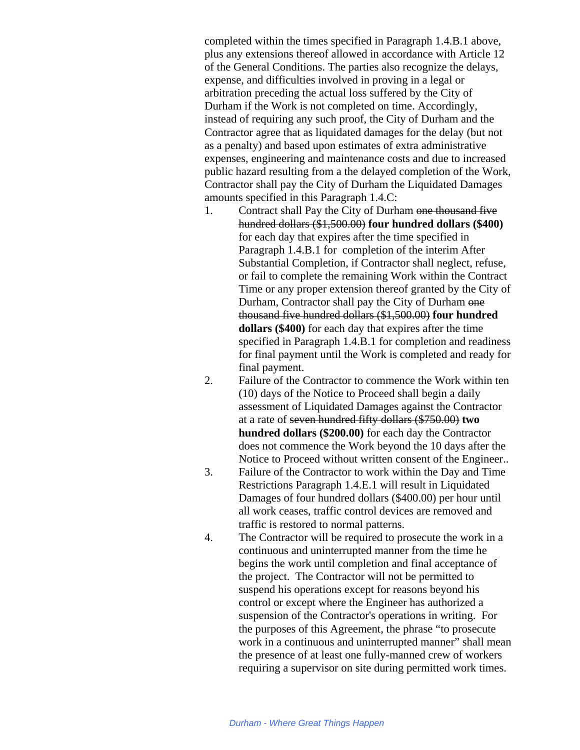completed within the times specified in Paragraph 1.4.B.1 above, plus any extensions thereof allowed in accordance with Article 12 of the General Conditions. The parties also recognize the delays, expense, and difficulties involved in proving in a legal or arbitration preceding the actual loss suffered by the City of Durham if the Work is not completed on time. Accordingly, instead of requiring any such proof, the City of Durham and the Contractor agree that as liquidated damages for the delay (but not as a penalty) and based upon estimates of extra administrative expenses, engineering and maintenance costs and due to increased public hazard resulting from a the delayed completion of the Work, Contractor shall pay the City of Durham the Liquidated Damages amounts specified in this Paragraph 1.4.C:

1. Contract shall Pay the City of Durham ~~one thousand five hundred dollars ($1,500.00)~~ **four hundred dollars ($400)** for each day that expires after the time specified in Paragraph 1.4.B.1 for completion of the interim After Substantial Completion, if Contractor shall neglect, refuse, or fail to complete the remaining Work within the Contract Time or any proper extension thereof granted by the City of Durham, Contractor shall pay the City of Durham ~~one thousand five hundred dollars ($1,500.00)~~ **four hundred dollars ($400)** for each day that expires after the time specified in Paragraph 1.4.B.1 for completion and readiness for final payment until the Work is completed and ready for final payment.
2. Failure of the Contractor to commence the Work within ten (10) days of the Notice to Proceed shall begin a daily assessment of Liquidated Damages against the Contractor at a rate of ~~seven hundred fifty dollars ($750.00)~~ **two hundred dollars ($200.00)** for each day the Contractor does not commence the Work beyond the 10 days after the Notice to Proceed without written consent of the Engineer..
3. Failure of the Contractor to work within the Day and Time Restrictions Paragraph 1.4.E.1 will result in Liquidated Damages of four hundred dollars ($400.00) per hour until all work ceases, traffic control devices are removed and traffic is restored to normal patterns.
4. The Contractor will be required to prosecute the work in a continuous and uninterrupted manner from the time he begins the work until completion and final acceptance of the project. The Contractor will not be permitted to suspend his operations except for reasons beyond his control or except where the Engineer has authorized a suspension of the Contractor's operations in writing. For the purposes of this Agreement, the phrase "to prosecute work in a continuous and uninterrupted manner" shall mean the presence of at least one fully-manned crew of workers requiring a supervisor on site during permitted work times.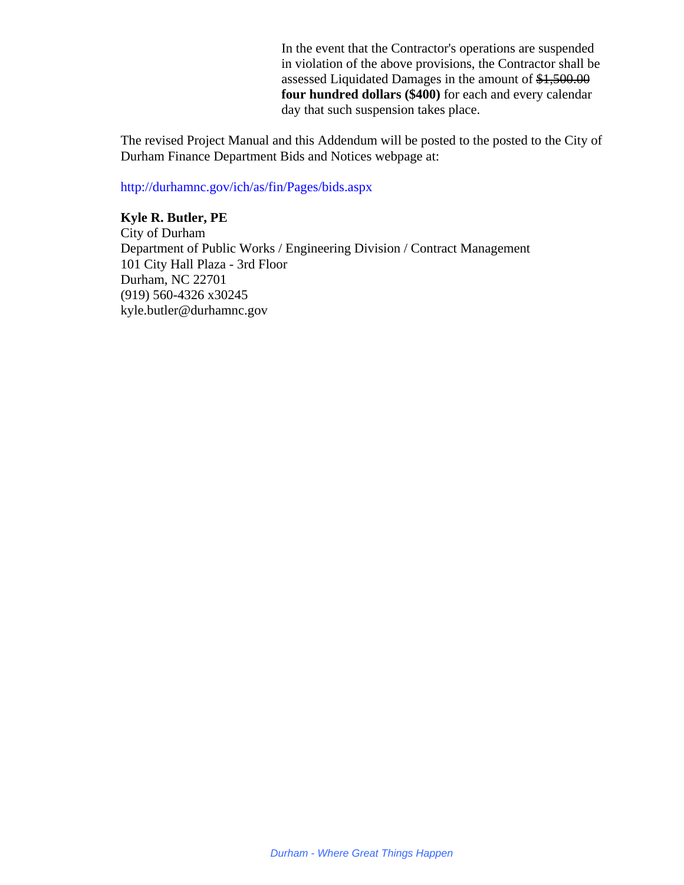In the event that the Contractor's operations are suspended in violation of the above provisions, the Contractor shall be assessed Liquidated Damages in the amount of ~~$1,500.00~~ **four hundred dollars ($400)** for each and every calendar day that such suspension takes place.

The revised Project Manual and this Addendum will be posted to the posted to the City of Durham Finance Department Bids and Notices webpage at:

http://durhamnc.gov/ich/as/fin/Pages/bids.aspx

**Kyle R. Butler, PE**
City of Durham
Department of Public Works / Engineering Division / Contract Management
101 City Hall Plaza - 3rd Floor
Durham, NC 22701
(919) 560-4326 x30245
kyle.butler@durhamnc.gov